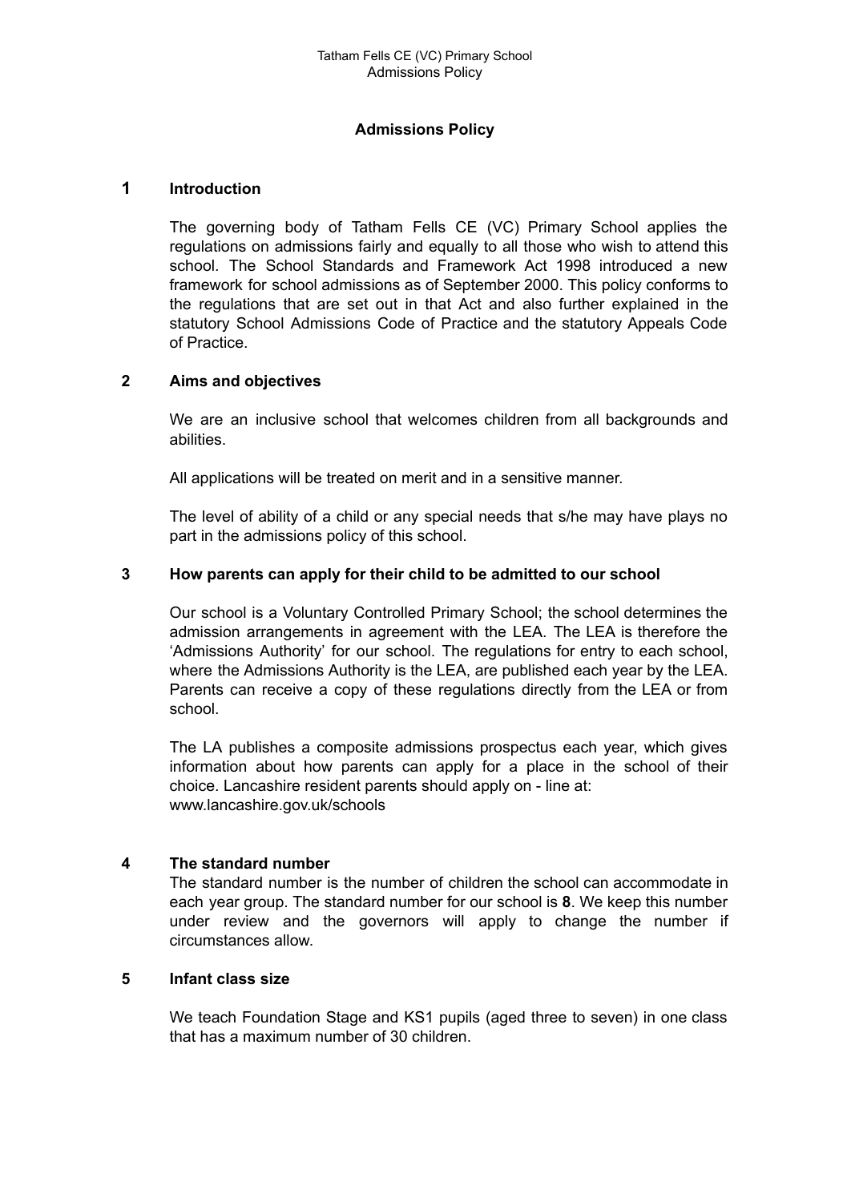# Admissions Policy

## 1 Introduction

The governing body of Tatham Fells CE (VC) Primary School applies the regulations on admissions fairly and equally to all those who wish to attend this school. The School Standards and Framework Act 1998 introduced a new framework for school admissions as of September 2000. This policy conforms to the regulations that are set out in that Act and also further explained in the statutory School Admissions Code of Practice and the statutory Appeals Code of Practice.

## 2 Aims and objectives

We are an inclusive school that welcomes children from all backgrounds and abilities.

All applications will be treated on merit and in a sensitive manner.

The level of ability of a child or any special needs that s/he may have plays no part in the admissions policy of this school.

## 3 How parents can apply for their child to be admitted to our school

Our school is a Voluntary Controlled Primary School; the school determines the admission arrangements in agreement with the LEA. The LEA is therefore the 'Admissions Authority' for our school. The regulations for entry to each school, where the Admissions Authority is the LEA, are published each year by the LEA. Parents can receive a copy of these regulations directly from the LEA or from school.

The LA publishes a composite admissions prospectus each year, which gives information about how parents can apply for a place in the school of their choice. Lancashire resident parents should apply on - line at: www.lancashire.gov.uk/schools

## 4 The standard number

The standard number is the number of children the school can accommodate in each year group. The standard number for our school is **8**. We keep this number under review and the governors will apply to change the number if circumstances allow.

## 5 Infant class size

We teach Foundation Stage and KS1 pupils (aged three to seven) in one class that has a maximum number of 30 children.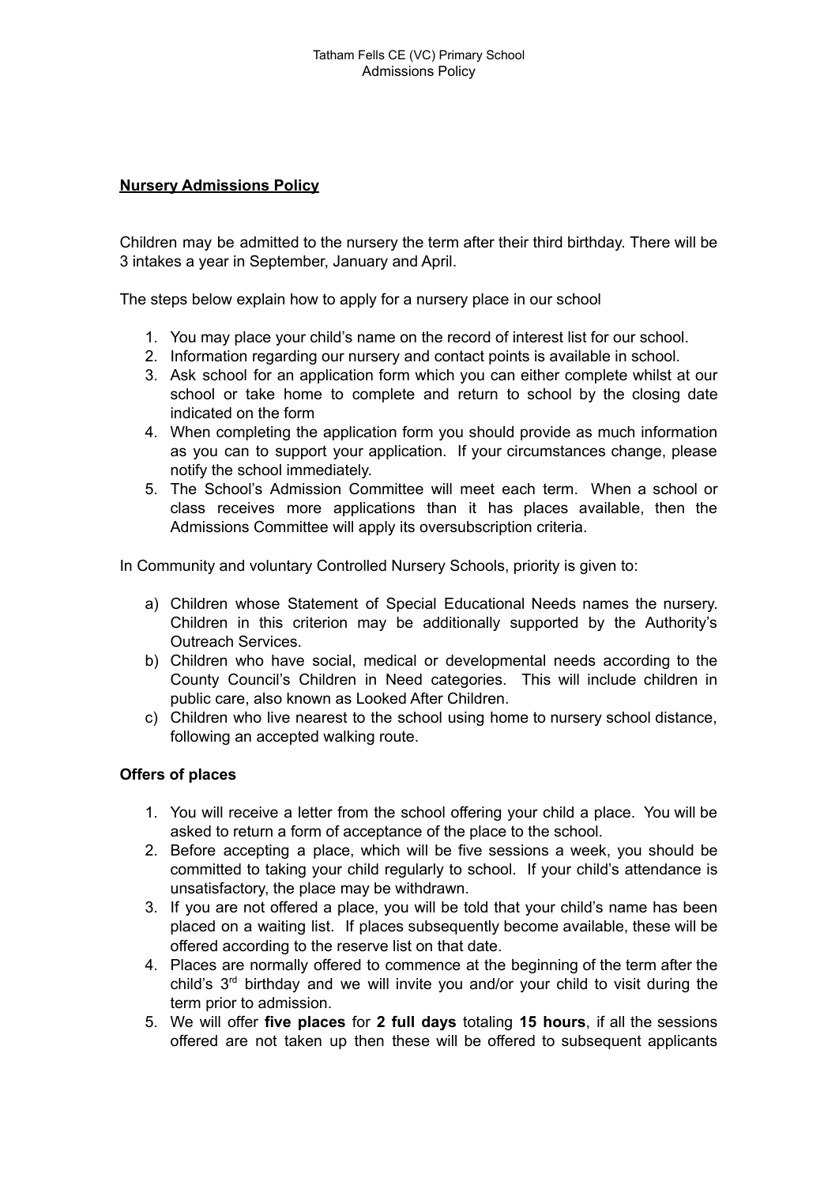## Nursery Admissions Policy

Children may be admitted to the nursery the term after their third birthday. There will be 3 intakes a year in September, January and April.

The steps below explain how to apply for a nursery place in our school

1. You may place your child's name on the record of interest list for our school.
2. Information regarding our nursery and contact points is available in school.
3. Ask school for an application form which you can either complete whilst at our school or take home to complete and return to school by the closing date indicated on the form
4. When completing the application form you should provide as much information as you can to support your application. If your circumstances change, please notify the school immediately.
5. The School's Admission Committee will meet each term. When a school or class receives more applications than it has places available, then the Admissions Committee will apply its oversubscription criteria.

In Community and voluntary Controlled Nursery Schools, priority is given to:

a) Children whose Statement of Special Educational Needs names the nursery. Children in this criterion may be additionally supported by the Authority's Outreach Services.
b) Children who have social, medical or developmental needs according to the County Council's Children in Need categories. This will include children in public care, also known as Looked After Children.
c) Children who live nearest to the school using home to nursery school distance, following an accepted walking route.

### Offers of places

1. You will receive a letter from the school offering your child a place. You will be asked to return a form of acceptance of the place to the school.
2. Before accepting a place, which will be five sessions a week, you should be committed to taking your child regularly to school. If your child's attendance is unsatisfactory, the place may be withdrawn.
3. If you are not offered a place, you will be told that your child's name has been placed on a waiting list. If places subsequently become available, these will be offered according to the reserve list on that date.
4. Places are normally offered to commence at the beginning of the term after the child's 3rd birthday and we will invite you and/or your child to visit during the term prior to admission.
5. We will offer **five places** for **2 full days** totaling **15 hours**, if all the sessions offered are not taken up then these will be offered to subsequent applicants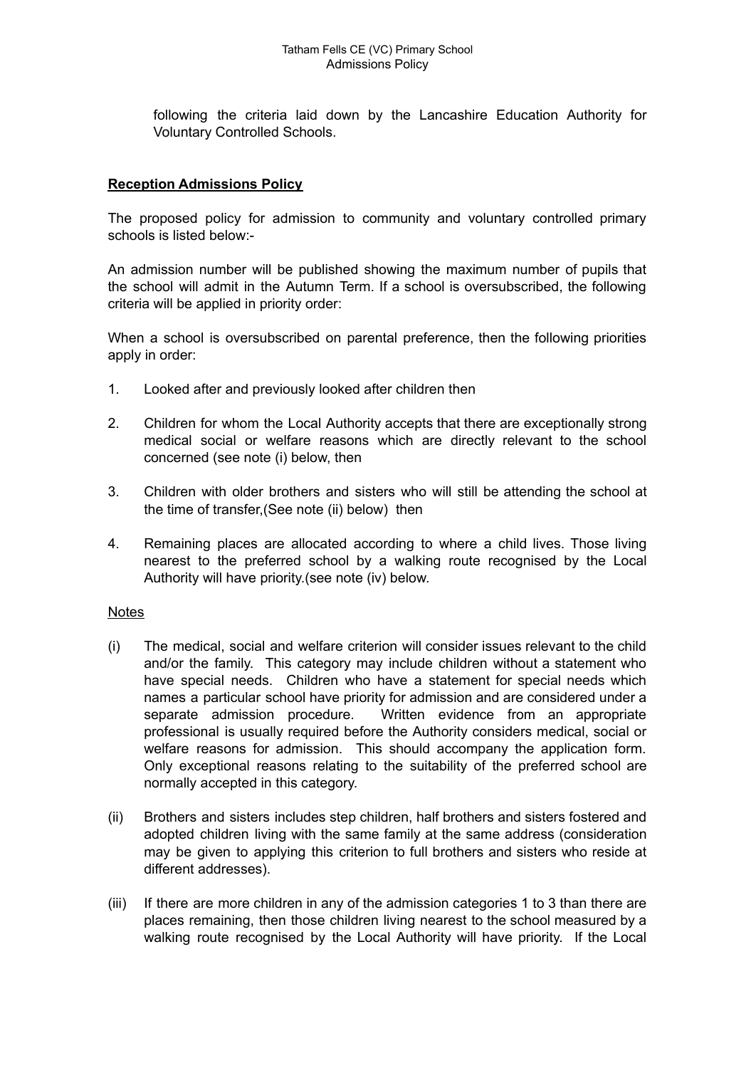following the criteria laid down by the Lancashire Education Authority for Voluntary Controlled Schools.

**Reception Admissions Policy**

The proposed policy for admission to community and voluntary controlled primary schools is listed below:-

An admission number will be published showing the maximum number of pupils that the school will admit in the Autumn Term. If a school is oversubscribed, the following criteria will be applied in priority order:

When a school is oversubscribed on parental preference, then the following priorities apply in order:

1. Looked after and previously looked after children then
2. Children for whom the Local Authority accepts that there are exceptionally strong medical social or welfare reasons which are directly relevant to the school concerned (see note (i) below, then
3. Children with older brothers and sisters who will still be attending the school at the time of transfer,(See note (ii) below) then
4. Remaining places are allocated according to where a child lives. Those living nearest to the preferred school by a walking route recognised by the Local Authority will have priority.(see note (iv) below.

Notes

(i) The medical, social and welfare criterion will consider issues relevant to the child and/or the family. This category may include children without a statement who have special needs. Children who have a statement for special needs which names a particular school have priority for admission and are considered under a separate admission procedure. Written evidence from an appropriate professional is usually required before the Authority considers medical, social or welfare reasons for admission. This should accompany the application form. Only exceptional reasons relating to the suitability of the preferred school are normally accepted in this category.

(ii) Brothers and sisters includes step children, half brothers and sisters fostered and adopted children living with the same family at the same address (consideration may be given to applying this criterion to full brothers and sisters who reside at different addresses).

(iii) If there are more children in any of the admission categories 1 to 3 than there are places remaining, then those children living nearest to the school measured by a walking route recognised by the Local Authority will have priority. If the Local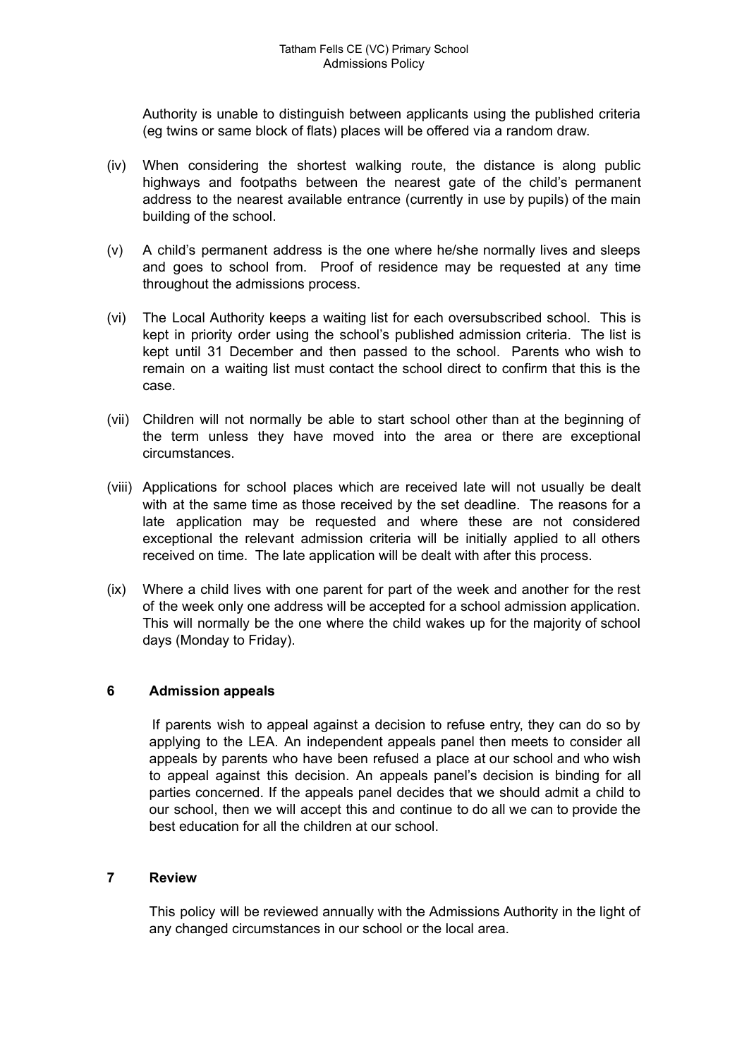Authority is unable to distinguish between applicants using the published criteria (eg twins or same block of flats) places will be offered via a random draw.

(iv) When considering the shortest walking route, the distance is along public highways and footpaths between the nearest gate of the child's permanent address to the nearest available entrance (currently in use by pupils) of the main building of the school.

(v) A child's permanent address is the one where he/she normally lives and sleeps and goes to school from. Proof of residence may be requested at any time throughout the admissions process.

(vi) The Local Authority keeps a waiting list for each oversubscribed school. This is kept in priority order using the school's published admission criteria. The list is kept until 31 December and then passed to the school. Parents who wish to remain on a waiting list must contact the school direct to confirm that this is the case.

(vii) Children will not normally be able to start school other than at the beginning of the term unless they have moved into the area or there are exceptional circumstances.

(viii) Applications for school places which are received late will not usually be dealt with at the same time as those received by the set deadline. The reasons for a late application may be requested and where these are not considered exceptional the relevant admission criteria will be initially applied to all others received on time. The late application will be dealt with after this process.

(ix) Where a child lives with one parent for part of the week and another for the rest of the week only one address will be accepted for a school admission application. This will normally be the one where the child wakes up for the majority of school days (Monday to Friday).

## 6 Admission appeals

If parents wish to appeal against a decision to refuse entry, they can do so by applying to the LEA. An independent appeals panel then meets to consider all appeals by parents who have been refused a place at our school and who wish to appeal against this decision. An appeals panel's decision is binding for all parties concerned. If the appeals panel decides that we should admit a child to our school, then we will accept this and continue to do all we can to provide the best education for all the children at our school.

## 7 Review

This policy will be reviewed annually with the Admissions Authority in the light of any changed circumstances in our school or the local area.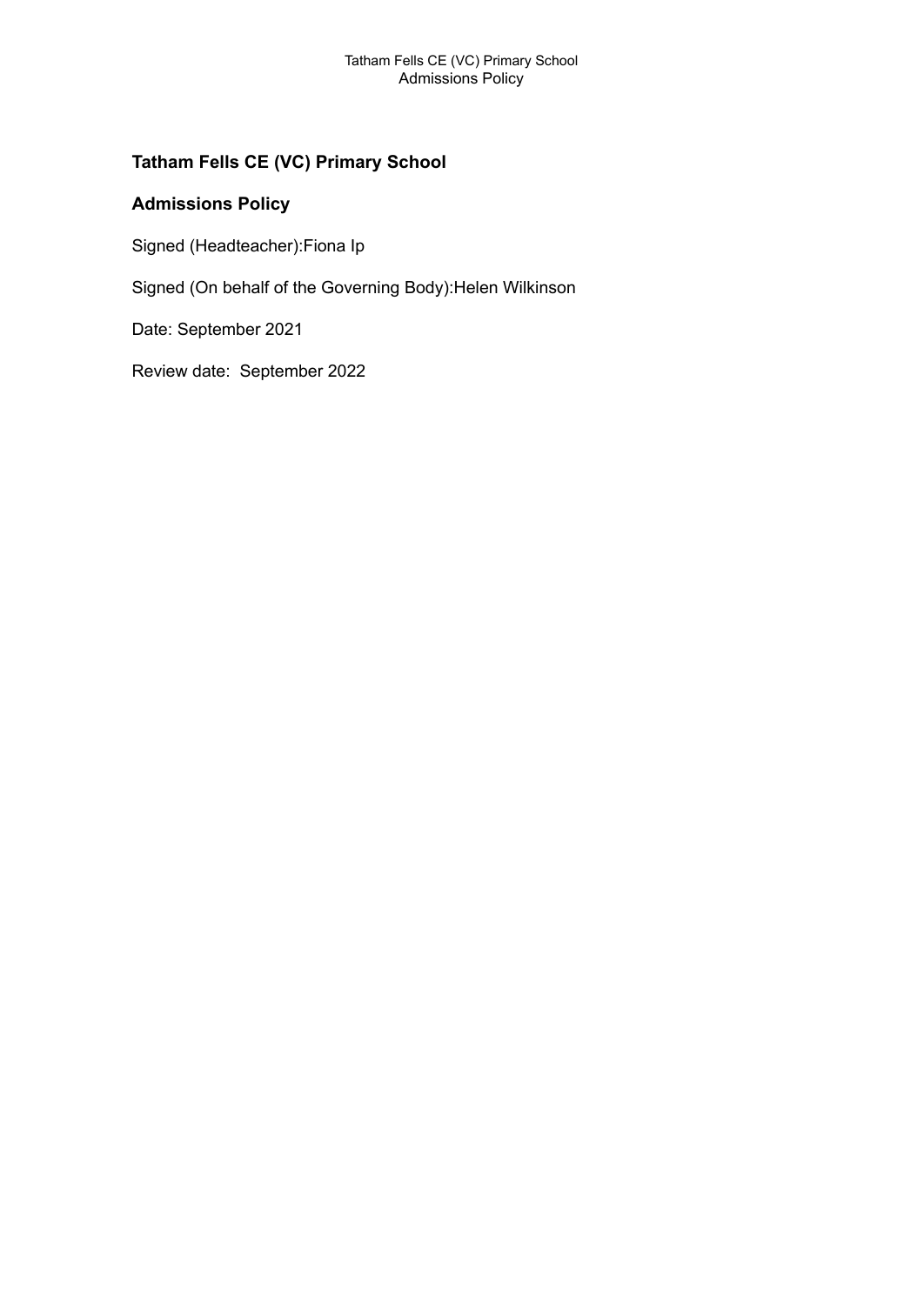**Tatham Fells CE (VC) Primary School**

**Admissions Policy**

Signed (Headteacher):Fiona Ip

Signed (On behalf of the Governing Body):Helen Wilkinson

Date: September 2021

Review date: September 2022